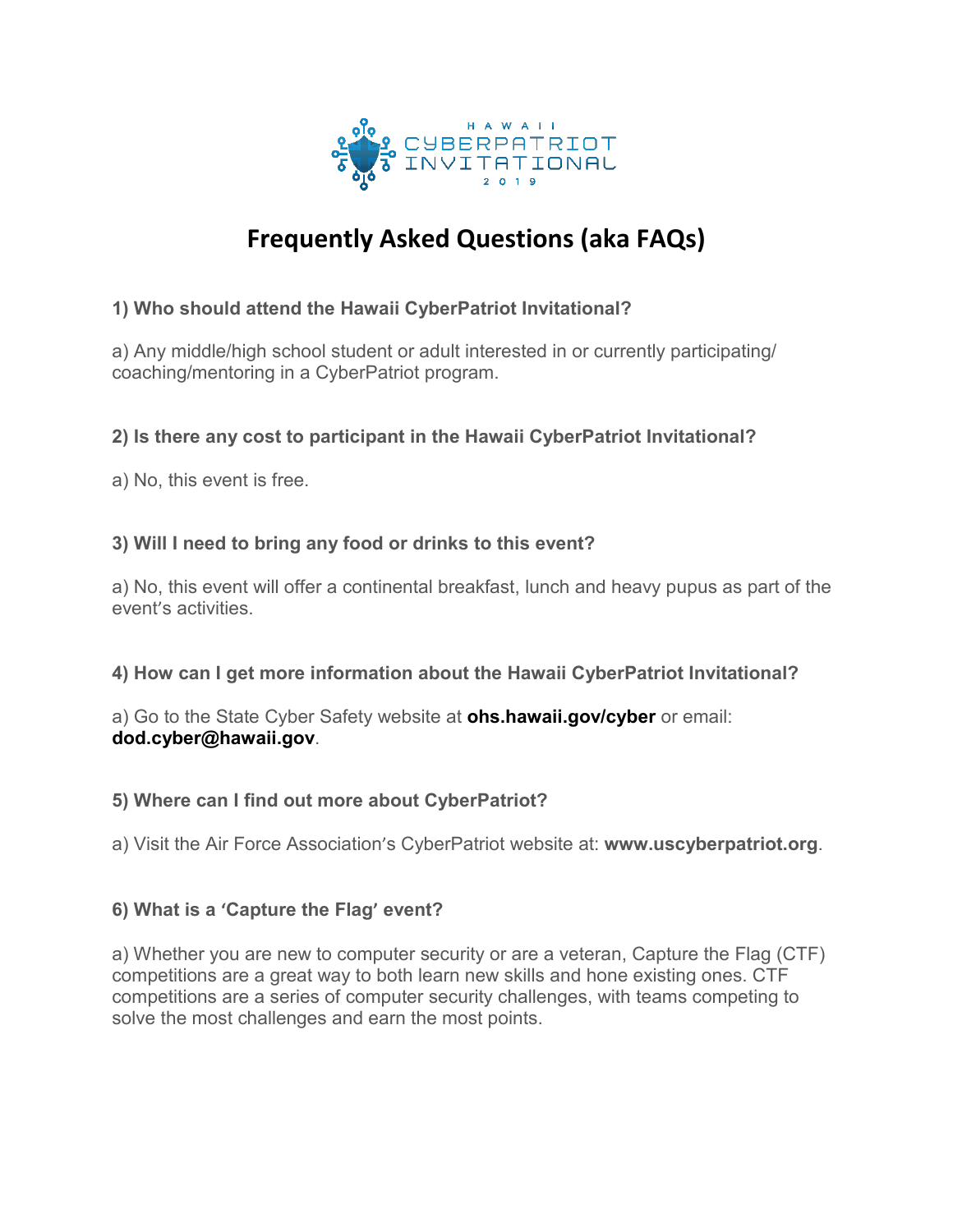HAWAII CYBERPATRIOT INVITATIONAL 2019

# Frequently Asked Questions (aka FAQs)

**1) Who should attend the Hawaii CyberPatriot Invitational?**

a) Any middle/high school student or adult interested in or currently participating/ coaching/mentoring in a CyberPatriot program.

**2) Is there any cost to participant in the Hawaii CyberPatriot Invitational?**

a) No, this event is free.

**3) Will I need to bring any food or drinks to this event?**

a) No, this event will offer a continental breakfast, lunch and heavy pupus as part of the event's activities.

**4) How can I get more information about the Hawaii CyberPatriot Invitational?**

a) Go to the State Cyber Safety website at **ohs.hawaii.gov/cyber** or email: **dod.cyber@hawaii.gov**.

**5) Where can I find out more about CyberPatriot?**

a) Visit the Air Force Association's CyberPatriot website at: **www.uscyberpatriot.org**.

**6) What is a 'Capture the Flag' event?**

a) Whether you are new to computer security or are a veteran, Capture the Flag (CTF) competitions are a great way to both learn new skills and hone existing ones. CTF competitions are a series of computer security challenges, with teams competing to solve the most challenges and earn the most points.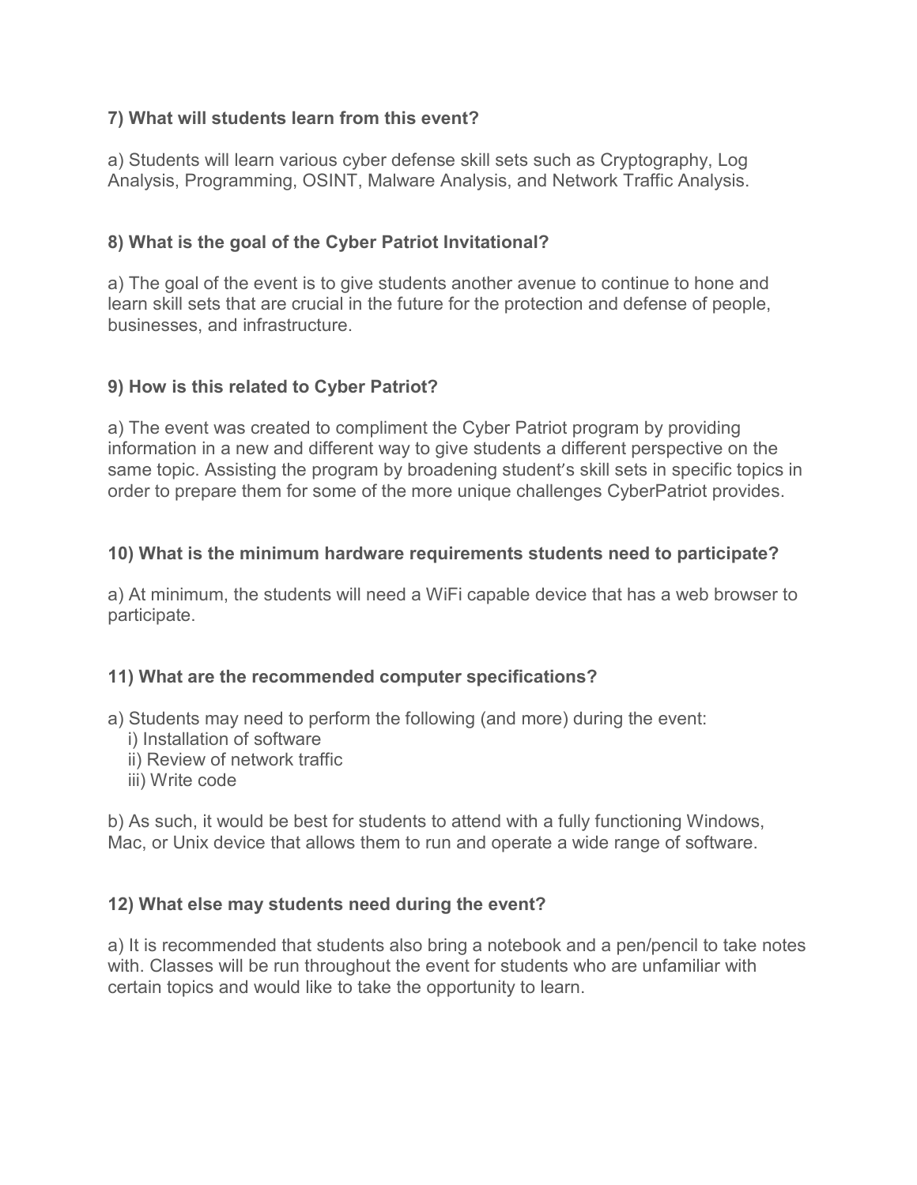**7) What will students learn from this event?**

a) Students will learn various cyber defense skill sets such as Cryptography, Log Analysis, Programming, OSINT, Malware Analysis, and Network Traffic Analysis.

**8) What is the goal of the Cyber Patriot Invitational?**

a) The goal of the event is to give students another avenue to continue to hone and learn skill sets that are crucial in the future for the protection and defense of people, businesses, and infrastructure.

**9) How is this related to Cyber Patriot?**

a) The event was created to compliment the Cyber Patriot program by providing information in a new and different way to give students a different perspective on the same topic. Assisting the program by broadening student's skill sets in specific topics in order to prepare them for some of the more unique challenges CyberPatriot provides.

**10) What is the minimum hardware requirements students need to participate?**

a) At minimum, the students will need a WiFi capable device that has a web browser to participate.

**11) What are the recommended computer specifications?**

a) Students may need to perform the following (and more) during the event:
   i) Installation of software
   ii) Review of network traffic
   iii) Write code

b) As such, it would be best for students to attend with a fully functioning Windows, Mac, or Unix device that allows them to run and operate a wide range of software.

**12) What else may students need during the event?**

a) It is recommended that students also bring a notebook and a pen/pencil to take notes with. Classes will be run throughout the event for students who are unfamiliar with certain topics and would like to take the opportunity to learn.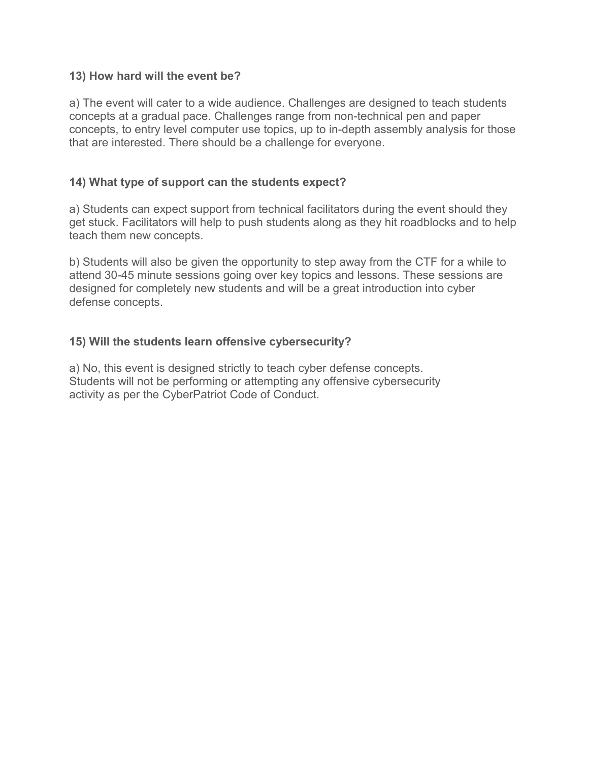**13) How hard will the event be?**

a) The event will cater to a wide audience. Challenges are designed to teach students concepts at a gradual pace. Challenges range from non-technical pen and paper concepts, to entry level computer use topics, up to in-depth assembly analysis for those that are interested. There should be a challenge for everyone.

**14) What type of support can the students expect?**

a) Students can expect support from technical facilitators during the event should they get stuck. Facilitators will help to push students along as they hit roadblocks and to help teach them new concepts.

b) Students will also be given the opportunity to step away from the CTF for a while to attend 30-45 minute sessions going over key topics and lessons. These sessions are designed for completely new students and will be a great introduction into cyber defense concepts.

**15) Will the students learn offensive cybersecurity?**

a) No, this event is designed strictly to teach cyber defense concepts. Students will not be performing or attempting any offensive cybersecurity activity as per the CyberPatriot Code of Conduct.